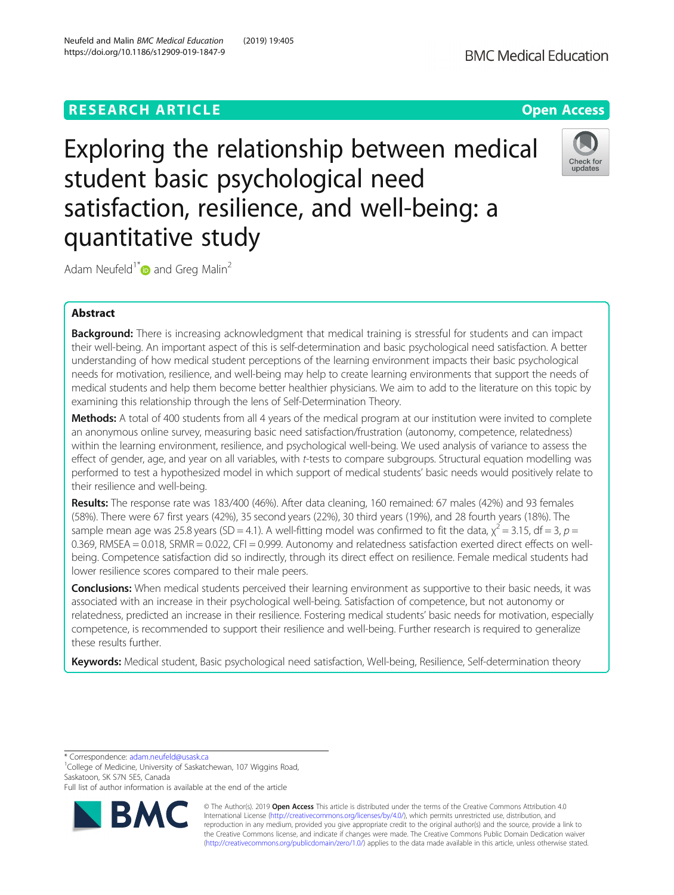RESEARCH ARTICLE

Open Access

# Exploring the relationship between medical student basic psychological need satisfaction, resilience, and well-being: a quantitative study

Adam Neufeld[1*] and Greg Malin[2]

## Abstract

**Background:** There is increasing acknowledgment that medical training is stressful for students and can impact their well-being. An important aspect of this is self-determination and basic psychological need satisfaction. A better understanding of how medical student perceptions of the learning environment impacts their basic psychological needs for motivation, resilience, and well-being may help to create learning environments that support the needs of medical students and help them become better healthier physicians. We aim to add to the literature on this topic by examining this relationship through the lens of Self-Determination Theory.

**Methods:** A total of 400 students from all 4 years of the medical program at our institution were invited to complete an anonymous online survey, measuring basic need satisfaction/frustration (autonomy, competence, relatedness) within the learning environment, resilience, and psychological well-being. We used analysis of variance to assess the effect of gender, age, and year on all variables, with *t*-tests to compare subgroups. Structural equation modelling was performed to test a hypothesized model in which support of medical students' basic needs would positively relate to their resilience and well-being.

**Results:** The response rate was 183/400 (46%). After data cleaning, 160 remained: 67 males (42%) and 93 females (58%). There were 67 first years (42%), 35 second years (22%), 30 third years (19%), and 28 fourth years (18%). The sample mean age was 25.8 years (SD = 4.1). A well-fitting model was confirmed to fit the data, $\chi^2 = 3.15$, df = 3, $p = 0.369$, RMSEA = 0.018, SRMR = 0.022, CFI = 0.999. Autonomy and relatedness satisfaction exerted direct effects on well-being. Competence satisfaction did so indirectly, through its direct effect on resilience. Female medical students had lower resilience scores compared to their male peers.

**Conclusions:** When medical students perceived their learning environment as supportive to their basic needs, it was associated with an increase in their psychological well-being. Satisfaction of competence, but not autonomy or relatedness, predicted an increase in their resilience. Fostering medical students' basic needs for motivation, especially competence, is recommended to support their resilience and well-being. Further research is required to generalize these results further.

**Keywords:** Medical student, Basic psychological need satisfaction, Well-being, Resilience, Self-determination theory

---

* Correspondence: adam.neufeld@usask.ca
[1]College of Medicine, University of Saskatchewan, 107 Wiggins Road, Saskatoon, SK S7N 5E5, Canada
Full list of author information is available at the end of the article

© The Author(s). 2019 **Open Access** This article is distributed under the terms of the Creative Commons Attribution 4.0 International License (http://creativecommons.org/licenses/by/4.0/), which permits unrestricted use, distribution, and reproduction in any medium, provided you give appropriate credit to the original author(s) and the source, provide a link to the Creative Commons license, and indicate if changes were made. The Creative Commons Public Domain Dedication waiver (http://creativecommons.org/publicdomain/zero/1.0/) applies to the data made available in this article, unless otherwise stated.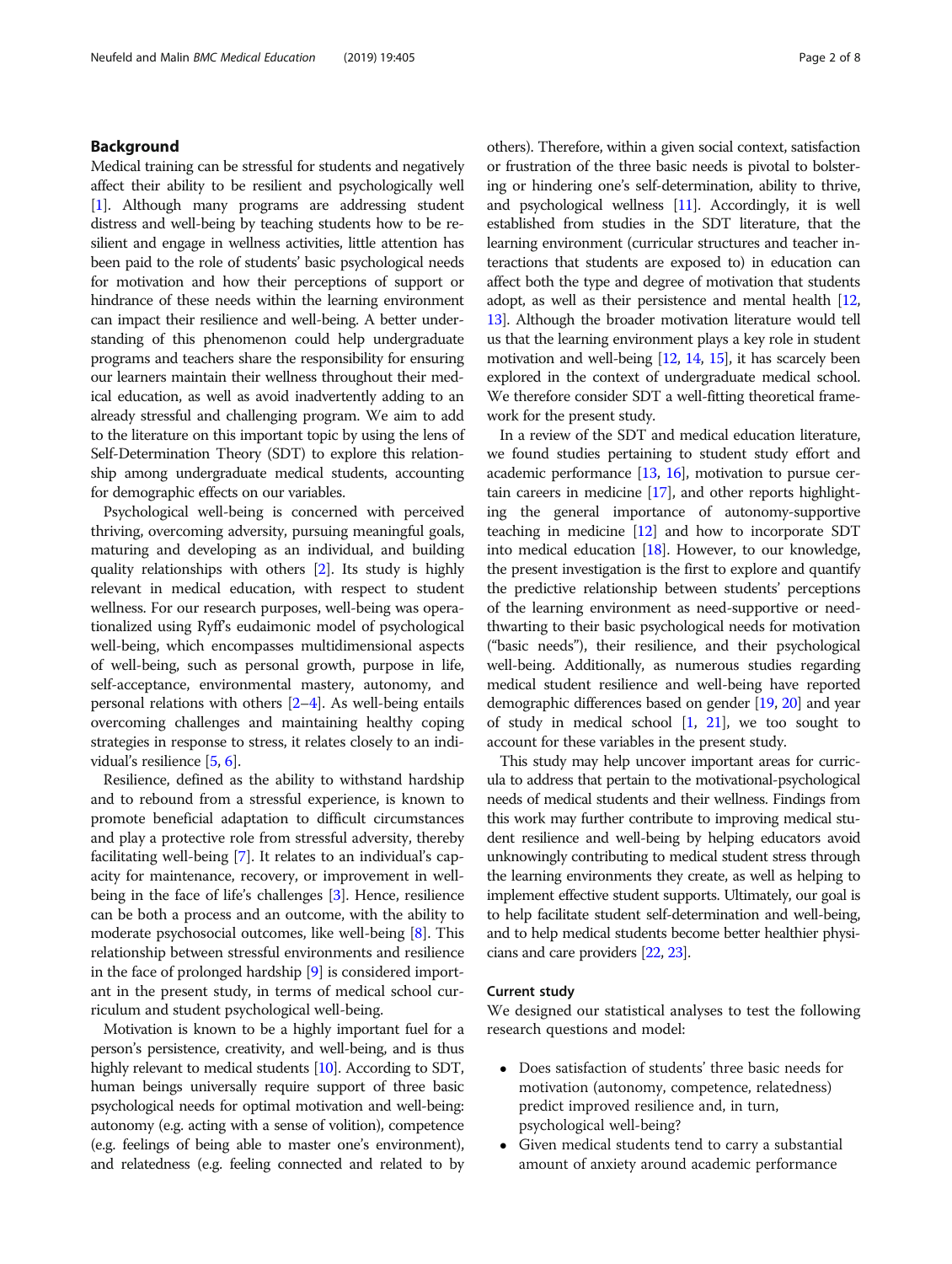## Background

Medical training can be stressful for students and negatively affect their ability to be resilient and psychologically well [1]. Although many programs are addressing student distress and well-being by teaching students how to be resilient and engage in wellness activities, little attention has been paid to the role of students' basic psychological needs for motivation and how their perceptions of support or hindrance of these needs within the learning environment can impact their resilience and well-being. A better understanding of this phenomenon could help undergraduate programs and teachers share the responsibility for ensuring our learners maintain their wellness throughout their medical education, as well as avoid inadvertently adding to an already stressful and challenging program. We aim to add to the literature on this important topic by using the lens of Self-Determination Theory (SDT) to explore this relationship among undergraduate medical students, accounting for demographic effects on our variables.

Psychological well-being is concerned with perceived thriving, overcoming adversity, pursuing meaningful goals, maturing and developing as an individual, and building quality relationships with others [2]. Its study is highly relevant in medical education, with respect to student wellness. For our research purposes, well-being was operationalized using Ryff's eudaimonic model of psychological well-being, which encompasses multidimensional aspects of well-being, such as personal growth, purpose in life, self-acceptance, environmental mastery, autonomy, and personal relations with others [2–4]. As well-being entails overcoming challenges and maintaining healthy coping strategies in response to stress, it relates closely to an individual's resilience [5, 6].

Resilience, defined as the ability to withstand hardship and to rebound from a stressful experience, is known to promote beneficial adaptation to difficult circumstances and play a protective role from stressful adversity, thereby facilitating well-being [7]. It relates to an individual's capacity for maintenance, recovery, or improvement in well-being in the face of life's challenges [3]. Hence, resilience can be both a process and an outcome, with the ability to moderate psychosocial outcomes, like well-being [8]. This relationship between stressful environments and resilience in the face of prolonged hardship [9] is considered important in the present study, in terms of medical school curriculum and student psychological well-being.

Motivation is known to be a highly important fuel for a person's persistence, creativity, and well-being, and is thus highly relevant to medical students [10]. According to SDT, human beings universally require support of three basic psychological needs for optimal motivation and well-being: autonomy (e.g. acting with a sense of volition), competence (e.g. feelings of being able to master one's environment), and relatedness (e.g. feeling connected and related to by others). Therefore, within a given social context, satisfaction or frustration of the three basic needs is pivotal to bolstering or hindering one's self-determination, ability to thrive, and psychological wellness [11]. Accordingly, it is well established from studies in the SDT literature, that the learning environment (curricular structures and teacher interactions that students are exposed to) in education can affect both the type and degree of motivation that students adopt, as well as their persistence and mental health [12, 13]. Although the broader motivation literature would tell us that the learning environment plays a key role in student motivation and well-being [12, 14, 15], it has scarcely been explored in the context of undergraduate medical school. We therefore consider SDT a well-fitting theoretical framework for the present study.

In a review of the SDT and medical education literature, we found studies pertaining to student study effort and academic performance [13, 16], motivation to pursue certain careers in medicine [17], and other reports highlighting the general importance of autonomy-supportive teaching in medicine [12] and how to incorporate SDT into medical education [18]. However, to our knowledge, the present investigation is the first to explore and quantify the predictive relationship between students' perceptions of the learning environment as need-supportive or need-thwarting to their basic psychological needs for motivation ("basic needs"), their resilience, and their psychological well-being. Additionally, as numerous studies regarding medical student resilience and well-being have reported demographic differences based on gender [19, 20] and year of study in medical school [1, 21], we too sought to account for these variables in the present study.

This study may help uncover important areas for curricula to address that pertain to the motivational-psychological needs of medical students and their wellness. Findings from this work may further contribute to improving medical student resilience and well-being by helping educators avoid unknowingly contributing to medical student stress through the learning environments they create, as well as helping to implement effective student supports. Ultimately, our goal is to help facilitate student self-determination and well-being, and to help medical students become better healthier physicians and care providers [22, 23].

### Current study

We designed our statistical analyses to test the following research questions and model:

- Does satisfaction of students' three basic needs for motivation (autonomy, competence, relatedness) predict improved resilience and, in turn, psychological well-being?
- Given medical students tend to carry a substantial amount of anxiety around academic performance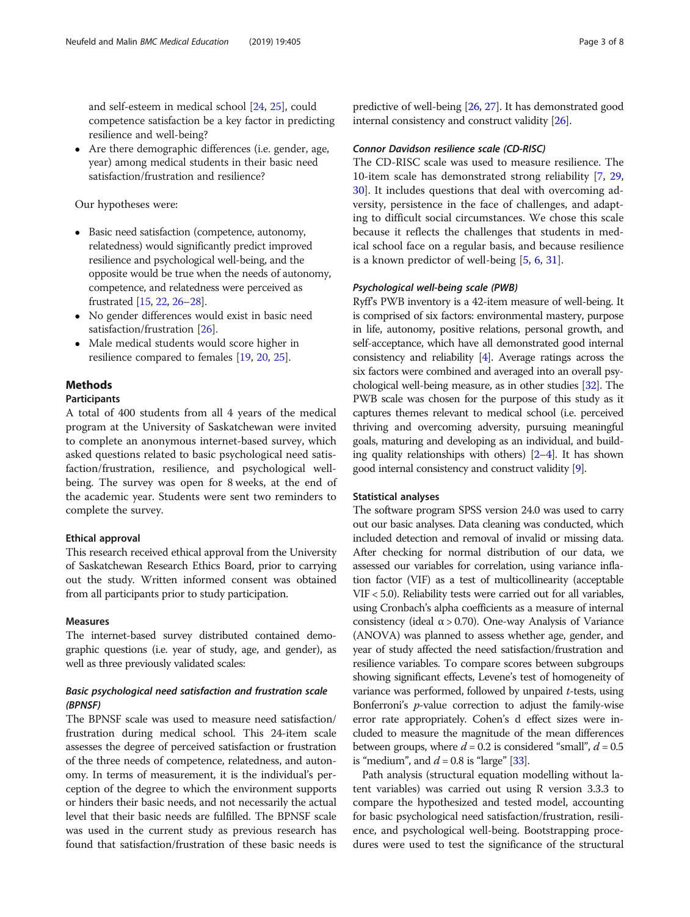- and self-esteem in medical school [24, 25], could competence satisfaction be a key factor in predicting resilience and well-being?
- Are there demographic differences (i.e. gender, age, year) among medical students in their basic need satisfaction/frustration and resilience?

Our hypotheses were:

- Basic need satisfaction (competence, autonomy, relatedness) would significantly predict improved resilience and psychological well-being, and the opposite would be true when the needs of autonomy, competence, and relatedness were perceived as frustrated [15, 22, 26–28].
- No gender differences would exist in basic need satisfaction/frustration [26].
- Male medical students would score higher in resilience compared to females [19, 20, 25].

## Methods

### Participants

A total of 400 students from all 4 years of the medical program at the University of Saskatchewan were invited to complete an anonymous internet-based survey, which asked questions related to basic psychological need satisfaction/frustration, resilience, and psychological well-being. The survey was open for 8 weeks, at the end of the academic year. Students were sent two reminders to complete the survey.

### Ethical approval

This research received ethical approval from the University of Saskatchewan Research Ethics Board, prior to carrying out the study. Written informed consent was obtained from all participants prior to study participation.

### Measures

The internet-based survey distributed contained demographic questions (i.e. year of study, age, and gender), as well as three previously validated scales:

#### *Basic psychological need satisfaction and frustration scale (BPNSF)*

The BPNSF scale was used to measure need satisfaction/frustration during medical school. This 24-item scale assesses the degree of perceived satisfaction or frustration of the three needs of competence, relatedness, and autonomy. In terms of measurement, it is the individual's perception of the degree to which the environment supports or hinders their basic needs, and not necessarily the actual level that their basic needs are fulfilled. The BPNSF scale was used in the current study as previous research has found that satisfaction/frustration of these basic needs is predictive of well-being [26, 27]. It has demonstrated good internal consistency and construct validity [26].

#### *Connor Davidson resilience scale (CD-RISC)*

The CD-RISC scale was used to measure resilience. The 10-item scale has demonstrated strong reliability [7, 29, 30]. It includes questions that deal with overcoming adversity, persistence in the face of challenges, and adapting to difficult social circumstances. We chose this scale because it reflects the challenges that students in medical school face on a regular basis, and because resilience is a known predictor of well-being [5, 6, 31].

#### *Psychological well-being scale (PWB)*

Ryff's PWB inventory is a 42-item measure of well-being. It is comprised of six factors: environmental mastery, purpose in life, autonomy, positive relations, personal growth, and self-acceptance, which have all demonstrated good internal consistency and reliability [4]. Average ratings across the six factors were combined and averaged into an overall psychological well-being measure, as in other studies [32]. The PWB scale was chosen for the purpose of this study as it captures themes relevant to medical school (i.e. perceived thriving and overcoming adversity, pursuing meaningful goals, maturing and developing as an individual, and building quality relationships with others) [2–4]. It has shown good internal consistency and construct validity [9].

### Statistical analyses

The software program SPSS version 24.0 was used to carry out our basic analyses. Data cleaning was conducted, which included detection and removal of invalid or missing data. After checking for normal distribution of our data, we assessed our variables for correlation, using variance inflation factor (VIF) as a test of multicollinearity (acceptable VIF < 5.0). Reliability tests were carried out for all variables, using Cronbach's alpha coefficients as a measure of internal consistency (ideal $\alpha > 0.70$). One-way Analysis of Variance (ANOVA) was planned to assess whether age, gender, and year of study affected the need satisfaction/frustration and resilience variables. To compare scores between subgroups showing significant effects, Levene's test of homogeneity of variance was performed, followed by unpaired *t*-tests, using Bonferroni's *p*-value correction to adjust the family-wise error rate appropriately. Cohen's d effect sizes were included to measure the magnitude of the mean differences between groups, where $d = 0.2$ is considered "small", $d = 0.5$ is "medium", and $d = 0.8$ is "large" [33].

Path analysis (structural equation modelling without latent variables) was carried out using R version 3.3.3 to compare the hypothesized and tested model, accounting for basic psychological need satisfaction/frustration, resilience, and psychological well-being. Bootstrapping procedures were used to test the significance of the structural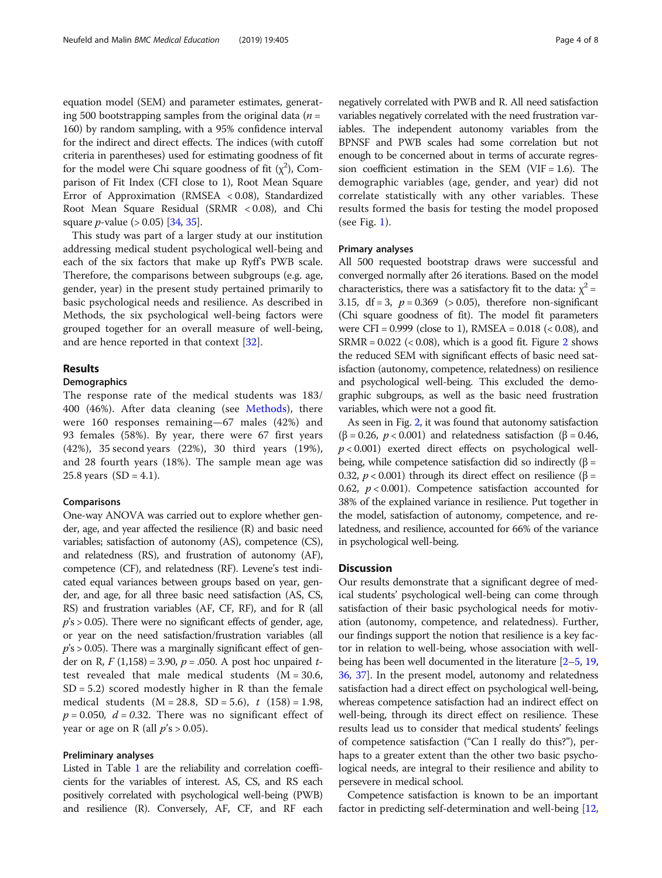equation model (SEM) and parameter estimates, generating 500 bootstrapping samples from the original data ($n$ = 160) by random sampling, with a 95% confidence interval for the indirect and direct effects. The indices (with cutoff criteria in parentheses) used for estimating goodness of fit for the model were Chi square goodness of fit ($\chi^2$), Comparison of Fit Index (CFI close to 1), Root Mean Square Error of Approximation (RMSEA < 0.08), Standardized Root Mean Square Residual (SRMR < 0.08), and Chi square $p$-value (> 0.05) [34, 35].

This study was part of a larger study at our institution addressing medical student psychological well-being and each of the six factors that make up Ryff's PWB scale. Therefore, the comparisons between subgroups (e.g. age, gender, year) in the present study pertained primarily to basic psychological needs and resilience. As described in Methods, the six psychological well-being factors were grouped together for an overall measure of well-being, and are hence reported in that context [32].

## Results

### Demographics

The response rate of the medical students was 183/400 (46%). After data cleaning (see Methods), there were 160 responses remaining—67 males (42%) and 93 females (58%). By year, there were 67 first years (42%), 35 second years (22%), 30 third years (19%), and 28 fourth years (18%). The sample mean age was 25.8 years (SD = 4.1).

### Comparisons

One-way ANOVA was carried out to explore whether gender, age, and year affected the resilience (R) and basic need variables; satisfaction of autonomy (AS), competence (CS), and relatedness (RS), and frustration of autonomy (AF), competence (CF), and relatedness (RF). Levene's test indicated equal variances between groups based on year, gender, and age, for all three basic need satisfaction (AS, CS, RS) and frustration variables (AF, CF, RF), and for R (all $p$'s > 0.05). There were no significant effects of gender, age, or year on the need satisfaction/frustration variables (all $p$'s > 0.05). There was a marginally significant effect of gender on R, $F\ (1,158) = 3.90$, $p = .050$. A post hoc unpaired $t$-test revealed that male medical students (M = 30.6, SD = 5.2) scored modestly higher in R than the female medical students (M = 28.8, SD = 5.6), $t\ (158) = 1.98$, $p = 0.050$, $d = 0.32$. There was no significant effect of year or age on R (all $p$'s > 0.05).

### Preliminary analyses

Listed in Table 1 are the reliability and correlation coefficients for the variables of interest. AS, CS, and RS each positively correlated with psychological well-being (PWB) and resilience (R). Conversely, AF, CF, and RF each negatively correlated with PWB and R. All need satisfaction variables negatively correlated with the need frustration variables. The independent autonomy variables from the BPNSF and PWB scales had some correlation but not enough to be concerned about in terms of accurate regression coefficient estimation in the SEM (VIF = 1.6). The demographic variables (age, gender, and year) did not correlate statistically with any other variables. These results formed the basis for testing the model proposed (see Fig. 1).

### Primary analyses

All 500 requested bootstrap draws were successful and converged normally after 26 iterations. Based on the model characteristics, there was a satisfactory fit to the data: $\chi^2$ = 3.15, df = 3, $p = 0.369$ (> 0.05), therefore non-significant (Chi square goodness of fit). The model fit parameters were CFI = 0.999 (close to 1), RMSEA = 0.018 (< 0.08), and SRMR = 0.022 (< 0.08), which is a good fit. Figure 2 shows the reduced SEM with significant effects of basic need satisfaction (autonomy, competence, relatedness) on resilience and psychological well-being. This excluded the demographic subgroups, as well as the basic need frustration variables, which were not a good fit.

As seen in Fig. 2, it was found that autonomy satisfaction ($\beta = 0.26$, $p < 0.001$) and relatedness satisfaction ($\beta = 0.46$, $p < 0.001$) exerted direct effects on psychological well-being, while competence satisfaction did so indirectly ($\beta = 0.32$, $p < 0.001$) through its direct effect on resilience ($\beta = 0.62$, $p < 0.001$). Competence satisfaction accounted for 38% of the explained variance in resilience. Put together in the model, satisfaction of autonomy, competence, and relatedness, and resilience, accounted for 66% of the variance in psychological well-being.

## Discussion

Our results demonstrate that a significant degree of medical students' psychological well-being can come through satisfaction of their basic psychological needs for motivation (autonomy, competence, and relatedness). Further, our findings support the notion that resilience is a key factor in relation to well-being, whose association with well-being has been well documented in the literature [2–5, 19, 36, 37]. In the present model, autonomy and relatedness satisfaction had a direct effect on psychological well-being, whereas competence satisfaction had an indirect effect on well-being, through its direct effect on resilience. These results lead us to consider that medical students' feelings of competence satisfaction ("Can I really do this?"), perhaps to a greater extent than the other two basic psychological needs, are integral to their resilience and ability to persevere in medical school.

Competence satisfaction is known to be an important factor in predicting self-determination and well-being [12,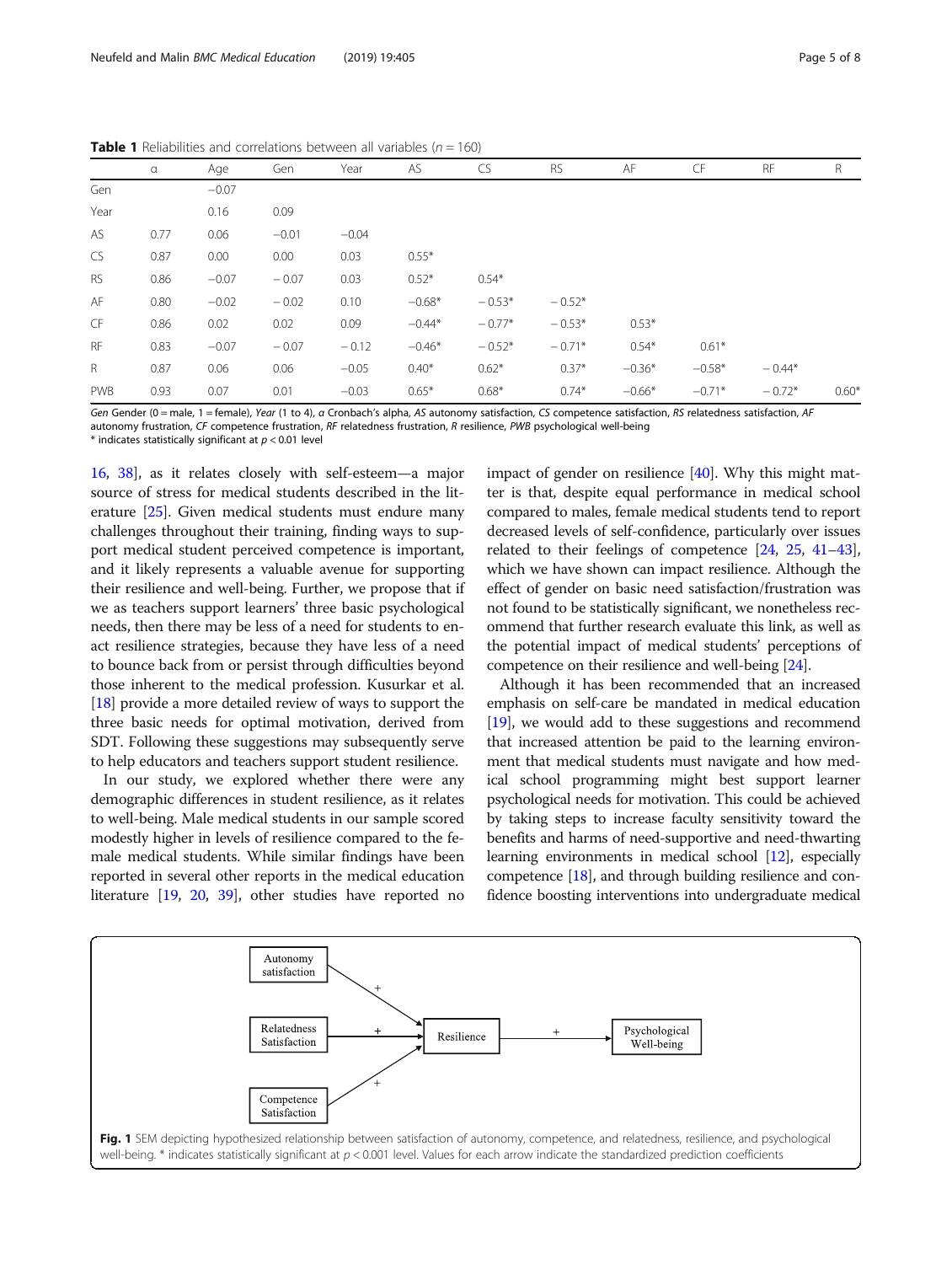**Table 1** Reliabilities and correlations between all variables ($n = 160$)

| | α | Age | Gen | Year | AS | CS | RS | AF | CF | RF | R |
|---|---|---|---|---|---|---|---|---|---|---|---|
| Gen | | −0.07 | | | | | | | | | |
| Year | | 0.16 | 0.09 | | | | | | | | |
| AS | 0.77 | 0.06 | −0.01 | −0.04 | | | | | | | |
| CS | 0.87 | 0.00 | 0.00 | 0.03 | 0.55* | | | | | | |
| RS | 0.86 | −0.07 | − 0.07 | 0.03 | 0.52* | 0.54* | | | | | |
| AF | 0.80 | −0.02 | − 0.02 | 0.10 | −0.68* | − 0.53* | − 0.52* | | | | |
| CF | 0.86 | 0.02 | 0.02 | 0.09 | −0.44* | − 0.77* | − 0.53* | 0.53* | | | |
| RF | 0.83 | −0.07 | − 0.07 | − 0.12 | −0.46* | − 0.52* | − 0.71* | 0.54* | 0.61* | | |
| R | 0.87 | 0.06 | 0.06 | −0.05 | 0.40* | 0.62* | 0.37* | −0.36* | −0.58* | − 0.44* | |
| PWB | 0.93 | 0.07 | 0.01 | −0.03 | 0.65* | 0.68* | 0.74* | −0.66* | −0.71* | − 0.72* | 0.60* |

*Gen* Gender (0 = male, 1 = female), *Year* (1 to 4), *α* Cronbach's alpha, *AS* autonomy satisfaction, *CS* competence satisfaction, *RS* relatedness satisfaction, *AF* autonomy frustration, *CF* competence frustration, *RF* relatedness frustration, *R* resilience, *PWB* psychological well-being
* indicates statistically significant at $p < 0.01$ level

16, 38], as it relates closely with self-esteem—a major source of stress for medical students described in the literature [25]. Given medical students must endure many challenges throughout their training, finding ways to support medical student perceived competence is important, and it likely represents a valuable avenue for supporting their resilience and well-being. Further, we propose that if we as teachers support learners' three basic psychological needs, then there may be less of a need for students to enact resilience strategies, because they have less of a need to bounce back from or persist through difficulties beyond those inherent to the medical profession. Kusurkar et al. [18] provide a more detailed review of ways to support the three basic needs for optimal motivation, derived from SDT. Following these suggestions may subsequently serve to help educators and teachers support student resilience.

In our study, we explored whether there were any demographic differences in student resilience, as it relates to well-being. Male medical students in our sample scored modestly higher in levels of resilience compared to the female medical students. While similar findings have been reported in several other reports in the medical education literature [19, 20, 39], other studies have reported no impact of gender on resilience [40]. Why this might matter is that, despite equal performance in medical school compared to males, female medical students tend to report decreased levels of self-confidence, particularly over issues related to their feelings of competence [24, 25, 41–43], which we have shown can impact resilience. Although the effect of gender on basic need satisfaction/frustration was not found to be statistically significant, we nonetheless recommend that further research evaluate this link, as well as the potential impact of medical students' perceptions of competence on their resilience and well-being [24].

Although it has been recommended that an increased emphasis on self-care be mandated in medical education [19], we would add to these suggestions and recommend that increased attention be paid to the learning environment that medical students must navigate and how medical school programming might best support learner psychological needs for motivation. This could be achieved by taking steps to increase faculty sensitivity toward the benefits and harms of need-supportive and need-thwarting learning environments in medical school [12], especially competence [18], and through building resilience and confidence boosting interventions into undergraduate medical

**Fig. 1** SEM depicting hypothesized relationship between satisfaction of autonomy, competence, and relatedness, resilience, and psychological well-being. * indicates statistically significant at $p < 0.001$ level. Values for each arrow indicate the standardized prediction coefficients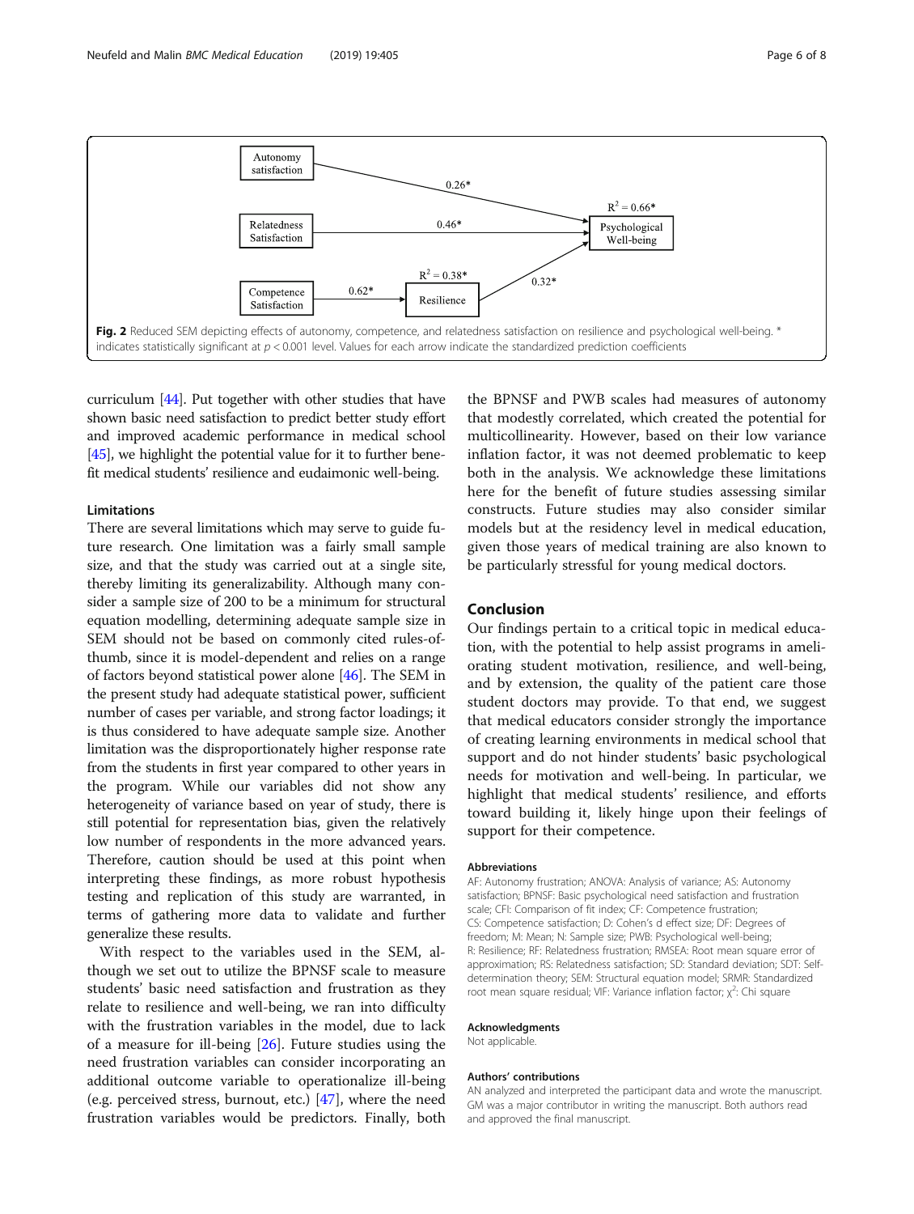Fig. 2 Reduced SEM depicting effects of autonomy, competence, and relatedness satisfaction on resilience and psychological well-being. * indicates statistically significant at $p < 0.001$ level. Values for each arrow indicate the standardized prediction coefficients

curriculum [44]. Put together with other studies that have shown basic need satisfaction to predict better study effort and improved academic performance in medical school [45], we highlight the potential value for it to further benefit medical students' resilience and eudaimonic well-being.

### Limitations

There are several limitations which may serve to guide future research. One limitation was a fairly small sample size, and that the study was carried out at a single site, thereby limiting its generalizability. Although many consider a sample size of 200 to be a minimum for structural equation modelling, determining adequate sample size in SEM should not be based on commonly cited rules-of-thumb, since it is model-dependent and relies on a range of factors beyond statistical power alone [46]. The SEM in the present study had adequate statistical power, sufficient number of cases per variable, and strong factor loadings; it is thus considered to have adequate sample size. Another limitation was the disproportionately higher response rate from the students in first year compared to other years in the program. While our variables did not show any heterogeneity of variance based on year of study, there is still potential for representation bias, given the relatively low number of respondents in the more advanced years. Therefore, caution should be used at this point when interpreting these findings, as more robust hypothesis testing and replication of this study are warranted, in terms of gathering more data to validate and further generalize these results.

With respect to the variables used in the SEM, although we set out to utilize the BPNSF scale to measure students' basic need satisfaction and frustration as they relate to resilience and well-being, we ran into difficulty with the frustration variables in the model, due to lack of a measure for ill-being [26]. Future studies using the need frustration variables can consider incorporating an additional outcome variable to operationalize ill-being (e.g. perceived stress, burnout, etc.) [47], where the need frustration variables would be predictors. Finally, both the BPNSF and PWB scales had measures of autonomy that modestly correlated, which created the potential for multicollinearity. However, based on their low variance inflation factor, it was not deemed problematic to keep both in the analysis. We acknowledge these limitations here for the benefit of future studies assessing similar constructs. Future studies may also consider similar models but at the residency level in medical education, given those years of medical training are also known to be particularly stressful for young medical doctors.

## Conclusion

Our findings pertain to a critical topic in medical education, with the potential to help assist programs in ameliorating student motivation, resilience, and well-being, and by extension, the quality of the patient care those student doctors may provide. To that end, we suggest that medical educators consider strongly the importance of creating learning environments in medical school that support and do not hinder students' basic psychological needs for motivation and well-being. In particular, we highlight that medical students' resilience, and efforts toward building it, likely hinge upon their feelings of support for their competence.

#### Abbreviations

AF: Autonomy frustration; ANOVA: Analysis of variance; AS: Autonomy satisfaction; BPNSF: Basic psychological need satisfaction and frustration scale; CFI: Comparison of fit index; CF: Competence frustration; CS: Competence satisfaction; D: Cohen's d effect size; DF: Degrees of freedom; M: Mean; N: Sample size; PWB: Psychological well-being; R: Resilience; RF: Relatedness frustration; RMSEA: Root mean square error of approximation; RS: Relatedness satisfaction; SD: Standard deviation; SDT: Self-determination theory; SEM: Structural equation model; SRMR: Standardized root mean square residual; VIF: Variance inflation factor; $\chi^2$: Chi square

#### Acknowledgments

Not applicable.

#### Authors' contributions

AN analyzed and interpreted the participant data and wrote the manuscript. GM was a major contributor in writing the manuscript. Both authors read and approved the final manuscript.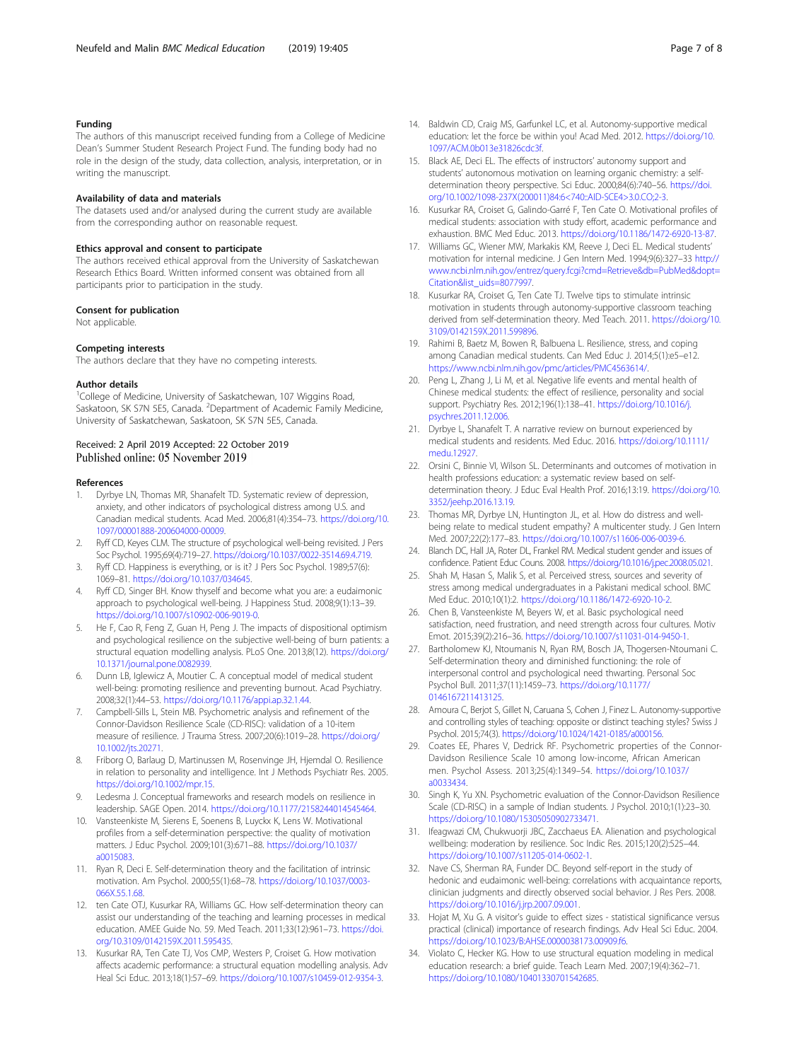### Funding

The authors of this manuscript received funding from a College of Medicine Dean's Summer Student Research Project Fund. The funding body had no role in the design of the study, data collection, analysis, interpretation, or in writing the manuscript.

### Availability of data and materials

The datasets used and/or analysed during the current study are available from the corresponding author on reasonable request.

### Ethics approval and consent to participate

The authors received ethical approval from the University of Saskatchewan Research Ethics Board. Written informed consent was obtained from all participants prior to participation in the study.

### Consent for publication

Not applicable.

### Competing interests

The authors declare that they have no competing interests.

### Author details

[1]College of Medicine, University of Saskatchewan, 107 Wiggins Road, Saskatoon, SK S7N 5E5, Canada. [2]Department of Academic Family Medicine, University of Saskatchewan, Saskatoon, SK S7N 5E5, Canada.

Received: 2 April 2019 Accepted: 22 October 2019
Published online: 05 November 2019

### References

1. Dyrbye LN, Thomas MR, Shanafelt TD. Systematic review of depression, anxiety, and other indicators of psychological distress among U.S. and Canadian medical students. Acad Med. 2006;81(4):354–73. https://doi.org/10.1097/00001888-200604000-00009.
2. Ryff CD, Keyes CLM. The structure of psychological well-being revisited. J Pers Soc Psychol. 1995;69(4):719–27. https://doi.org/10.1037/0022-3514.69.4.719.
3. Ryff CD. Happiness is everything, or is it? J Pers Soc Psychol. 1989;57(6):1069–81. https://doi.org/10.1037/034645.
4. Ryff CD, Singer BH. Know thyself and become what you are: a eudaimonic approach to psychological well-being. J Happiness Stud. 2008;9(1):13–39. https://doi.org/10.1007/s10902-006-9019-0.
5. He F, Cao R, Feng Z, Guan H, Peng J. The impacts of dispositional optimism and psychological resilience on the subjective well-being of burn patients: a structural equation modelling analysis. PLoS One. 2013;8(12). https://doi.org/10.1371/journal.pone.0082939.
6. Dunn LB, Iglewicz A, Moutier C. A conceptual model of medical student well-being: promoting resilience and preventing burnout. Acad Psychiatry. 2008;32(1):44–53. https://doi.org/10.1176/appi.ap.32.1.44.
7. Campbell-Sills L, Stein MB. Psychometric analysis and refinement of the Connor-Davidson Resilience Scale (CD-RISC): validation of a 10-item measure of resilience. J Trauma Stress. 2007;20(6):1019–28. https://doi.org/10.1002/jts.20271.
8. Friborg O, Barlaug D, Martinussen M, Rosenvinge JH, Hjemdal O. Resilience in relation to personality and intelligence. Int J Methods Psychiatr Res. 2005. https://doi.org/10.1002/mpr.15.
9. Ledesma J. Conceptual frameworks and research models on resilience in leadership. SAGE Open. 2014. https://doi.org/10.1177/2158244014545464.
10. Vansteenkiste M, Sierens E, Soenens B, Luyckx K, Lens W. Motivational profiles from a self-determination perspective: the quality of motivation matters. J Educ Psychol. 2009;101(3):671–88. https://doi.org/10.1037/a0015083.
11. Ryan R, Deci E. Self-determination theory and the facilitation of intrinsic motivation. Am Psychol. 2000;55(1):68–78. https://doi.org/10.1037/0003-066X.55.1.68.
12. ten Cate OTJ, Kusurkar RA, Williams GC. How self-determination theory can assist our understanding of the teaching and learning processes in medical education. AMEE Guide No. 59. Med Teach. 2011;33(12):961–73. https://doi.org/10.3109/0142159X.2011.595435.
13. Kusurkar RA, Ten Cate TJ, Vos CMP, Westers P, Croiset G. How motivation affects academic performance: a structural equation modelling analysis. Adv Heal Sci Educ. 2013;18(1):57–69. https://doi.org/10.1007/s10459-012-9354-3.
14. Baldwin CD, Craig MS, Garfunkel LC, et al. Autonomy-supportive medical education: let the force be within you! Acad Med. 2012. https://doi.org/10.1097/ACM.0b013e31826cdc3f.
15. Black AE, Deci EL. The effects of instructors' autonomy support and students' autonomous motivation on learning organic chemistry: a self-determination theory perspective. Sci Educ. 2000;84(6):740–56. https://doi.org/10.1002/1098-237X(200011)84:6<740::AID-SCE4>3.0.CO;2-3.
16. Kusurkar RA, Croiset G, Galindo-Garré F, Ten Cate O. Motivational profiles of medical students: association with study effort, academic performance and exhaustion. BMC Med Educ. 2013. https://doi.org/10.1186/1472-6920-13-87.
17. Williams GC, Wiener MW, Markakis KM, Reeve J, Deci EL. Medical students' motivation for internal medicine. J Gen Intern Med. 1994;9(6):327–33 http://www.ncbi.nlm.nih.gov/entrez/query.fcgi?cmd=Retrieve&db=PubMed&dopt=Citation&list_uids=8077997.
18. Kusurkar RA, Croiset G, Ten Cate TJ. Twelve tips to stimulate intrinsic motivation in students through autonomy-supportive classroom teaching derived from self-determination theory. Med Teach. 2011. https://doi.org/10.3109/0142159X.2011.599896.
19. Rahimi B, Baetz M, Bowen R, Balbuena L. Resilience, stress, and coping among Canadian medical students. Can Med Educ J. 2014;5(1):e5–e12. https://www.ncbi.nlm.nih.gov/pmc/articles/PMC4563614/.
20. Peng L, Zhang J, Li M, et al. Negative life events and mental health of Chinese medical students: the effect of resilience, personality and social support. Psychiatry Res. 2012;196(1):138–41. https://doi.org/10.1016/j.psychres.2011.12.006.
21. Dyrbye L, Shanafelt T. A narrative review on burnout experienced by medical students and residents. Med Educ. 2016. https://doi.org/10.1111/medu.12927.
22. Orsini C, Binnie VI, Wilson SL. Determinants and outcomes of motivation in health professions education: a systematic review based on self-determination theory. J Educ Eval Health Prof. 2016;13:19. https://doi.org/10.3352/jeehp.2016.13.19.
23. Thomas MR, Dyrbye LN, Huntington JL, et al. How do distress and well-being relate to medical student empathy? A multicenter study. J Gen Intern Med. 2007;22(2):177–83. https://doi.org/10.1007/s11606-006-0039-6.
24. Blanch DC, Hall JA, Roter DL, Frankel RM. Medical student gender and issues of confidence. Patient Educ Couns. 2008. https://doi.org/10.1016/j.pec.2008.05.021.
25. Shah M, Hasan S, Malik S, et al. Perceived stress, sources and severity of stress among medical undergraduates in a Pakistani medical school. BMC Med Educ. 2010;10(1):2. https://doi.org/10.1186/1472-6920-10-2.
26. Chen B, Vansteenkiste M, Beyers W, et al. Basic psychological need satisfaction, need frustration, and need strength across four cultures. Motiv Emot. 2015;39(2):216–36. https://doi.org/10.1007/s11031-014-9450-1.
27. Bartholomew KJ, Ntoumanis N, Ryan RM, Bosch JA, Thogersen-Ntoumani C. Self-determination theory and diminished functioning: the role of interpersonal control and psychological need thwarting. Personal Soc Psychol Bull. 2011;37(11):1459–73. https://doi.org/10.1177/0146167211413125.
28. Amoura C, Berjot S, Gillet N, Caruana S, Cohen J, Finez L. Autonomy-supportive and controlling styles of teaching: opposite or distinct teaching styles? Swiss J Psychol. 2015;74(3). https://doi.org/10.1024/1421-0185/a000156.
29. Coates EE, Phares V, Dedrick RF. Psychometric properties of the Connor-Davidson Resilience Scale 10 among low-income, African American men. Psychol Assess. 2013;25(4):1349–54. https://doi.org/10.1037/a0033434.
30. Singh K, Yu XN. Psychometric evaluation of the Connor-Davidson Resilience Scale (CD-RISC) in a sample of Indian students. J Psychol. 2010;1(1):23–30. https://doi.org/10.1080/15305050902733471.
31. Ifeagwazi CM, Chukwuorji JBC, Zacchaeus EA. Alienation and psychological wellbeing: moderation by resilience. Soc Indic Res. 2015;120(2):525–44. https://doi.org/10.1007/s11205-014-0602-1.
32. Nave CS, Sherman RA, Funder DC. Beyond self-report in the study of hedonic and eudaimonic well-being: correlations with acquaintance reports, clinician judgments and directly observed social behavior. J Res Pers. 2008. https://doi.org/10.1016/j.jrp.2007.09.001.
33. Hojat M, Xu G. A visitor's guide to effect sizes - statistical significance versus practical (clinical) importance of research findings. Adv Heal Sci Educ. 2004. https://doi.org/10.1023/B:AHSE.0000038173.00909.f6.
34. Violato C, Hecker KG. How to use structural equation modeling in medical education research: a brief guide. Teach Learn Med. 2007;19(4):362–71. https://doi.org/10.1080/10401330701542685.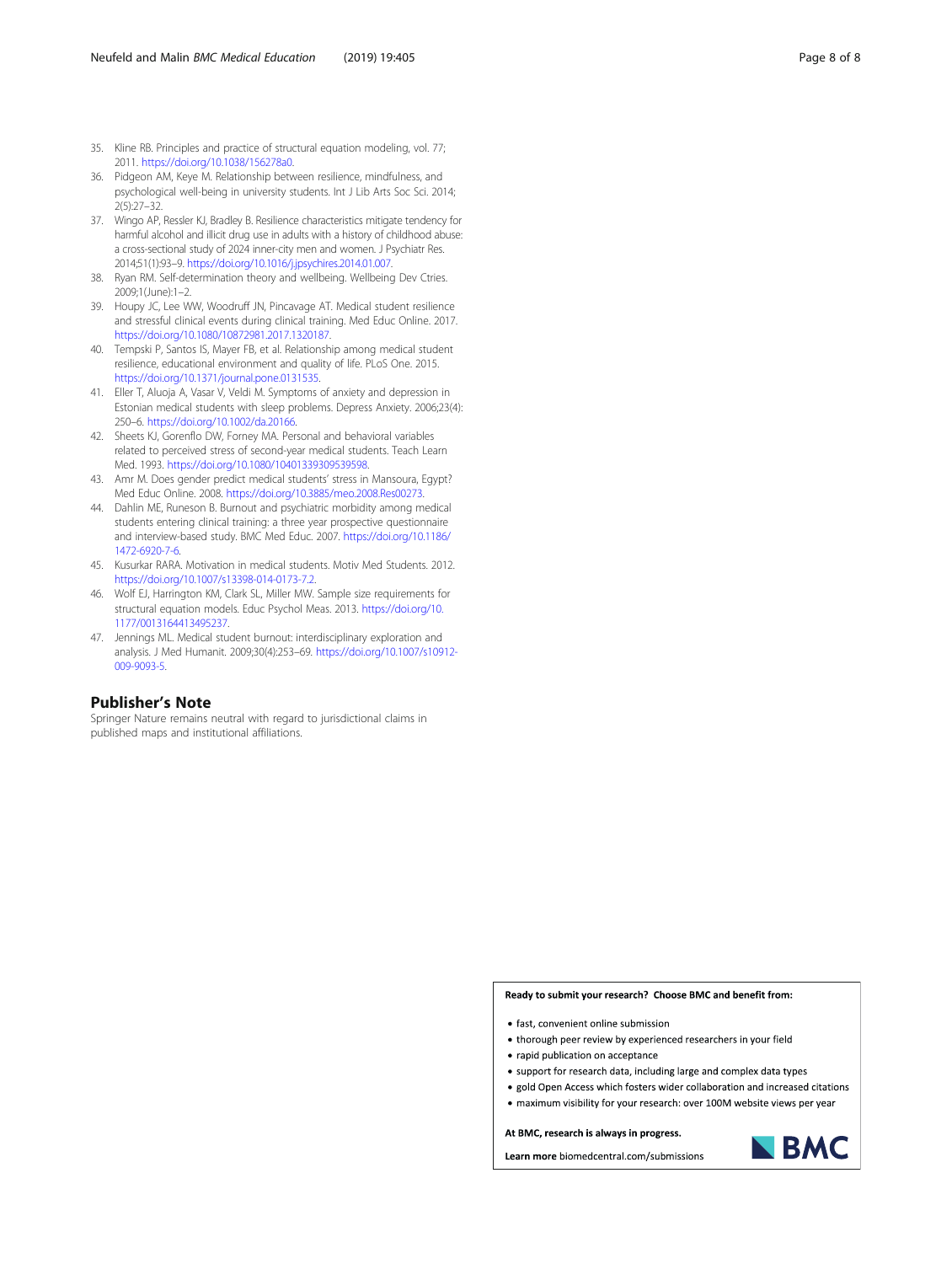35. Kline RB. Principles and practice of structural equation modeling, vol. 77; 2011. https://doi.org/10.1038/156278a0.
36. Pidgeon AM, Keye M. Relationship between resilience, mindfulness, and psychological well-being in university students. Int J Lib Arts Soc Sci. 2014; 2(5):27–32.
37. Wingo AP, Ressler KJ, Bradley B. Resilience characteristics mitigate tendency for harmful alcohol and illicit drug use in adults with a history of childhood abuse: a cross-sectional study of 2024 inner-city men and women. J Psychiatr Res. 2014;51(1):93–9. https://doi.org/10.1016/j.jpsychires.2014.01.007.
38. Ryan RM. Self-determination theory and wellbeing. Wellbeing Dev Ctries. 2009;1(June):1–2.
39. Houpy JC, Lee WW, Woodruff JN, Pincavage AT. Medical student resilience and stressful clinical events during clinical training. Med Educ Online. 2017. https://doi.org/10.1080/10872981.2017.1320187.
40. Tempski P, Santos IS, Mayer FB, et al. Relationship among medical student resilience, educational environment and quality of life. PLoS One. 2015. https://doi.org/10.1371/journal.pone.0131535.
41. Eller T, Aluoja A, Vasar V, Veldi M. Symptoms of anxiety and depression in Estonian medical students with sleep problems. Depress Anxiety. 2006;23(4): 250–6. https://doi.org/10.1002/da.20166.
42. Sheets KJ, Gorenflo DW, Forney MA. Personal and behavioral variables related to perceived stress of second-year medical students. Teach Learn Med. 1993. https://doi.org/10.1080/10401339309539598.
43. Amr M. Does gender predict medical students' stress in Mansoura, Egypt? Med Educ Online. 2008. https://doi.org/10.3885/meo.2008.Res00273.
44. Dahlin ME, Runeson B. Burnout and psychiatric morbidity among medical students entering clinical training: a three year prospective questionnaire and interview-based study. BMC Med Educ. 2007. https://doi.org/10.1186/1472-6920-7-6.
45. Kusurkar RARA. Motivation in medical students. Motiv Med Students. 2012. https://doi.org/10.1007/s13398-014-0173-7.2.
46. Wolf EJ, Harrington KM, Clark SL, Miller MW. Sample size requirements for structural equation models. Educ Psychol Meas. 2013. https://doi.org/10.1177/0013164413495237.
47. Jennings ML. Medical student burnout: interdisciplinary exploration and analysis. J Med Humanit. 2009;30(4):253–69. https://doi.org/10.1007/s10912-009-9093-5.

## Publisher's Note

Springer Nature remains neutral with regard to jurisdictional claims in published maps and institutional affiliations.

**Ready to submit your research? Choose BMC and benefit from:**

- fast, convenient online submission
- thorough peer review by experienced researchers in your field
- rapid publication on acceptance
- support for research data, including large and complex data types
- gold Open Access which fosters wider collaboration and increased citations
- maximum visibility for your research: over 100M website views per year

**At BMC, research is always in progress.**

**Learn more** biomedcentral.com/submissions

BMC